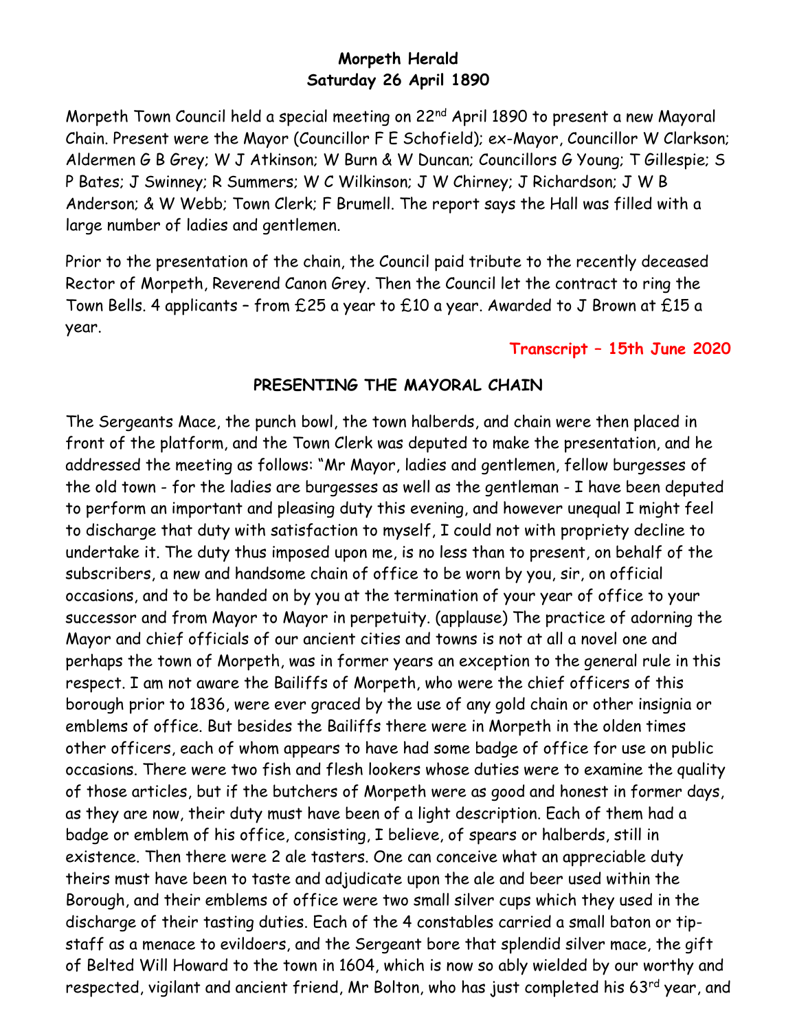**Morpeth Herald**
**Saturday 26 April 1890**

Morpeth Town Council held a special meeting on 22nd April 1890 to present a new Mayoral Chain. Present were the Mayor (Councillor F E Schofield); ex-Mayor, Councillor W Clarkson; Aldermen G B Grey; W J Atkinson; W Burn & W Duncan; Councillors G Young; T Gillespie; S P Bates; J Swinney; R Summers; W C Wilkinson; J W Chirney; J Richardson; J W B Anderson; & W Webb; Town Clerk; F Brumell. The report says the Hall was filled with a large number of ladies and gentlemen.

Prior to the presentation of the chain, the Council paid tribute to the recently deceased Rector of Morpeth, Reverend Canon Grey. Then the Council let the contract to ring the Town Bells. 4 applicants – from £25 a year to £10 a year. Awarded to J Brown at £15 a year.

**Transcript – 15th June 2020**

## PRESENTING THE MAYORAL CHAIN

The Sergeants Mace, the punch bowl, the town halberds, and chain were then placed in front of the platform, and the Town Clerk was deputed to make the presentation, and he addressed the meeting as follows: "Mr Mayor, ladies and gentlemen, fellow burgesses of the old town - for the ladies are burgesses as well as the gentleman - I have been deputed to perform an important and pleasing duty this evening, and however unequal I might feel to discharge that duty with satisfaction to myself, I could not with propriety decline to undertake it. The duty thus imposed upon me, is no less than to present, on behalf of the subscribers, a new and handsome chain of office to be worn by you, sir, on official occasions, and to be handed on by you at the termination of your year of office to your successor and from Mayor to Mayor in perpetuity. (applause) The practice of adorning the Mayor and chief officials of our ancient cities and towns is not at all a novel one and perhaps the town of Morpeth, was in former years an exception to the general rule in this respect. I am not aware the Bailiffs of Morpeth, who were the chief officers of this borough prior to 1836, were ever graced by the use of any gold chain or other insignia or emblems of office. But besides the Bailiffs there were in Morpeth in the olden times other officers, each of whom appears to have had some badge of office for use on public occasions. There were two fish and flesh lookers whose duties were to examine the quality of those articles, but if the butchers of Morpeth were as good and honest in former days, as they are now, their duty must have been of a light description. Each of them had a badge or emblem of his office, consisting, I believe, of spears or halberds, still in existence. Then there were 2 ale tasters. One can conceive what an appreciable duty theirs must have been to taste and adjudicate upon the ale and beer used within the Borough, and their emblems of office were two small silver cups which they used in the discharge of their tasting duties. Each of the 4 constables carried a small baton or tip-staff as a menace to evildoers, and the Sergeant bore that splendid silver mace, the gift of Belted Will Howard to the town in 1604, which is now so ably wielded by our worthy and respected, vigilant and ancient friend, Mr Bolton, who has just completed his 63rd year, and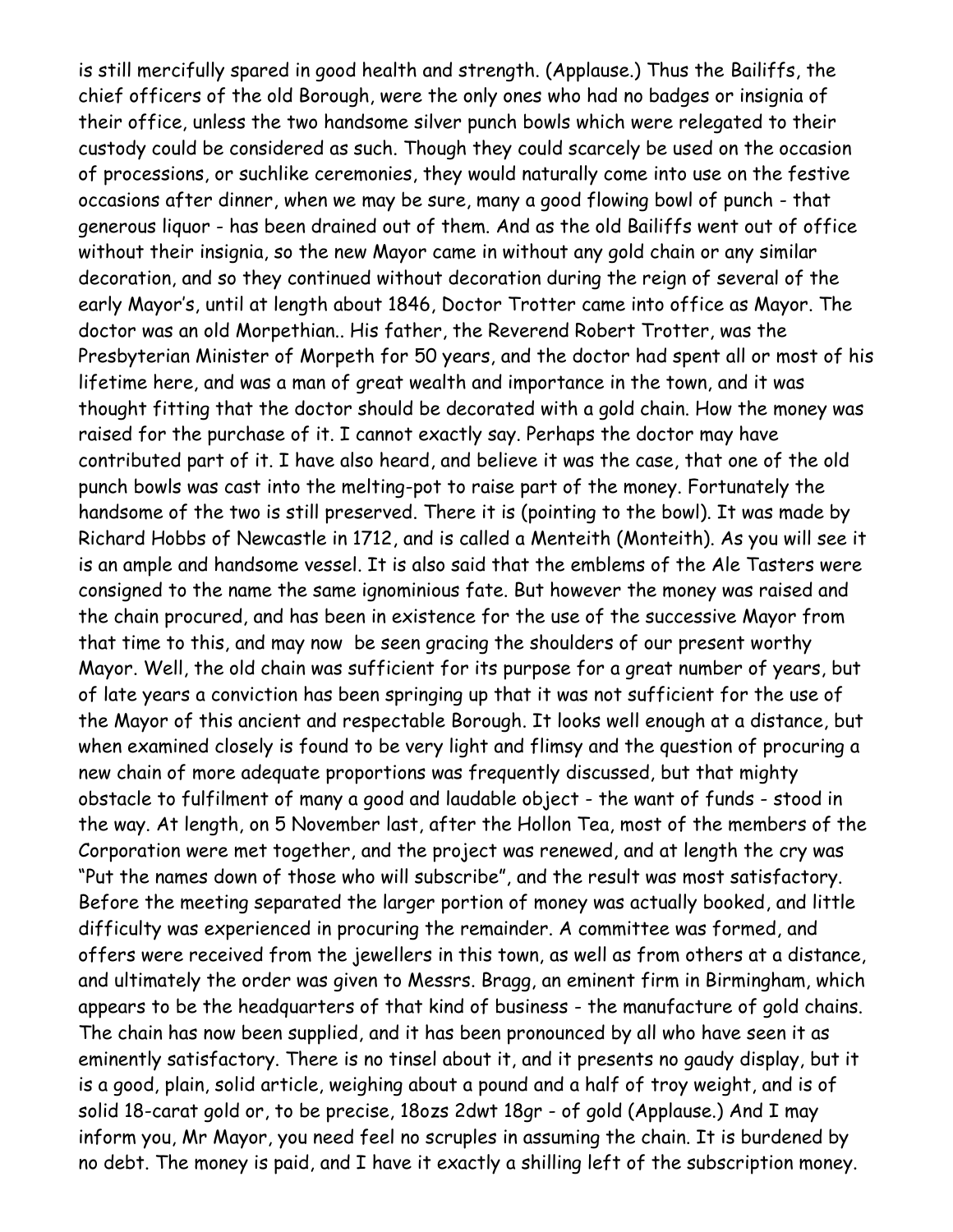is still mercifully spared in good health and strength. (Applause.) Thus the Bailiffs, the chief officers of the old Borough, were the only ones who had no badges or insignia of their office, unless the two handsome silver punch bowls which were relegated to their custody could be considered as such. Though they could scarcely be used on the occasion of processions, or suchlike ceremonies, they would naturally come into use on the festive occasions after dinner, when we may be sure, many a good flowing bowl of punch - that generous liquor - has been drained out of them. And as the old Bailiffs went out of office without their insignia, so the new Mayor came in without any gold chain or any similar decoration, and so they continued without decoration during the reign of several of the early Mayor's, until at length about 1846, Doctor Trotter came into office as Mayor. The doctor was an old Morpethian.. His father, the Reverend Robert Trotter, was the Presbyterian Minister of Morpeth for 50 years, and the doctor had spent all or most of his lifetime here, and was a man of great wealth and importance in the town, and it was thought fitting that the doctor should be decorated with a gold chain. How the money was raised for the purchase of it. I cannot exactly say. Perhaps the doctor may have contributed part of it. I have also heard, and believe it was the case, that one of the old punch bowls was cast into the melting-pot to raise part of the money. Fortunately the handsome of the two is still preserved. There it is (pointing to the bowl). It was made by Richard Hobbs of Newcastle in 1712, and is called a Menteith (Monteith). As you will see it is an ample and handsome vessel. It is also said that the emblems of the Ale Tasters were consigned to the name the same ignominious fate. But however the money was raised and the chain procured, and has been in existence for the use of the successive Mayor from that time to this, and may now be seen gracing the shoulders of our present worthy Mayor. Well, the old chain was sufficient for its purpose for a great number of years, but of late years a conviction has been springing up that it was not sufficient for the use of the Mayor of this ancient and respectable Borough. It looks well enough at a distance, but when examined closely is found to be very light and flimsy and the question of procuring a new chain of more adequate proportions was frequently discussed, but that mighty obstacle to fulfilment of many a good and laudable object - the want of funds - stood in the way. At length, on 5 November last, after the Hollon Tea, most of the members of the Corporation were met together, and the project was renewed, and at length the cry was "Put the names down of those who will subscribe", and the result was most satisfactory. Before the meeting separated the larger portion of money was actually booked, and little difficulty was experienced in procuring the remainder. A committee was formed, and offers were received from the jewellers in this town, as well as from others at a distance, and ultimately the order was given to Messrs. Bragg, an eminent firm in Birmingham, which appears to be the headquarters of that kind of business - the manufacture of gold chains. The chain has now been supplied, and it has been pronounced by all who have seen it as eminently satisfactory. There is no tinsel about it, and it presents no gaudy display, but it is a good, plain, solid article, weighing about a pound and a half of troy weight, and is of solid 18-carat gold or, to be precise, 18ozs 2dwt 18gr - of gold (Applause.) And I may inform you, Mr Mayor, you need feel no scruples in assuming the chain. It is burdened by no debt. The money is paid, and I have it exactly a shilling left of the subscription money.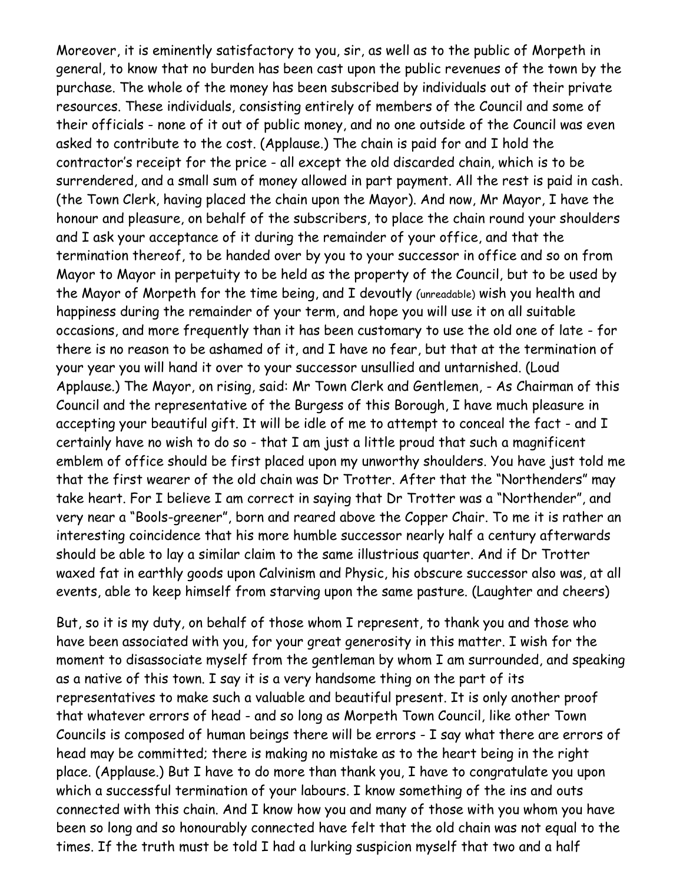Moreover, it is eminently satisfactory to you, sir, as well as to the public of Morpeth in general, to know that no burden has been cast upon the public revenues of the town by the purchase. The whole of the money has been subscribed by individuals out of their private resources. These individuals, consisting entirely of members of the Council and some of their officials - none of it out of public money, and no one outside of the Council was even asked to contribute to the cost. (Applause.) The chain is paid for and I hold the contractor's receipt for the price - all except the old discarded chain, which is to be surrendered, and a small sum of money allowed in part payment. All the rest is paid in cash. (the Town Clerk, having placed the chain upon the Mayor). And now, Mr Mayor, I have the honour and pleasure, on behalf of the subscribers, to place the chain round your shoulders and I ask your acceptance of it during the remainder of your office, and that the termination thereof, to be handed over by you to your successor in office and so on from Mayor to Mayor in perpetuity to be held as the property of the Council, but to be used by the Mayor of Morpeth for the time being, and I devoutly (unreadable) wish you health and happiness during the remainder of your term, and hope you will use it on all suitable occasions, and more frequently than it has been customary to use the old one of late - for there is no reason to be ashamed of it, and I have no fear, but that at the termination of your year you will hand it over to your successor unsullied and untarnished. (Loud Applause.) The Mayor, on rising, said: Mr Town Clerk and Gentlemen, - As Chairman of this Council and the representative of the Burgess of this Borough, I have much pleasure in accepting your beautiful gift. It will be idle of me to attempt to conceal the fact - and I certainly have no wish to do so - that I am just a little proud that such a magnificent emblem of office should be first placed upon my unworthy shoulders. You have just told me that the first wearer of the old chain was Dr Trotter. After that the "Northenders" may take heart. For I believe I am correct in saying that Dr Trotter was a "Northender", and very near a "Bools-greener", born and reared above the Copper Chair. To me it is rather an interesting coincidence that his more humble successor nearly half a century afterwards should be able to lay a similar claim to the same illustrious quarter. And if Dr Trotter waxed fat in earthly goods upon Calvinism and Physic, his obscure successor also was, at all events, able to keep himself from starving upon the same pasture. (Laughter and cheers)

But, so it is my duty, on behalf of those whom I represent, to thank you and those who have been associated with you, for your great generosity in this matter. I wish for the moment to disassociate myself from the gentleman by whom I am surrounded, and speaking as a native of this town. I say it is a very handsome thing on the part of its representatives to make such a valuable and beautiful present. It is only another proof that whatever errors of head - and so long as Morpeth Town Council, like other Town Councils is composed of human beings there will be errors - I say what there are errors of head may be committed; there is making no mistake as to the heart being in the right place. (Applause.) But I have to do more than thank you, I have to congratulate you upon which a successful termination of your labours. I know something of the ins and outs connected with this chain. And I know how you and many of those with you whom you have been so long and so honourably connected have felt that the old chain was not equal to the times. If the truth must be told I had a lurking suspicion myself that two and a half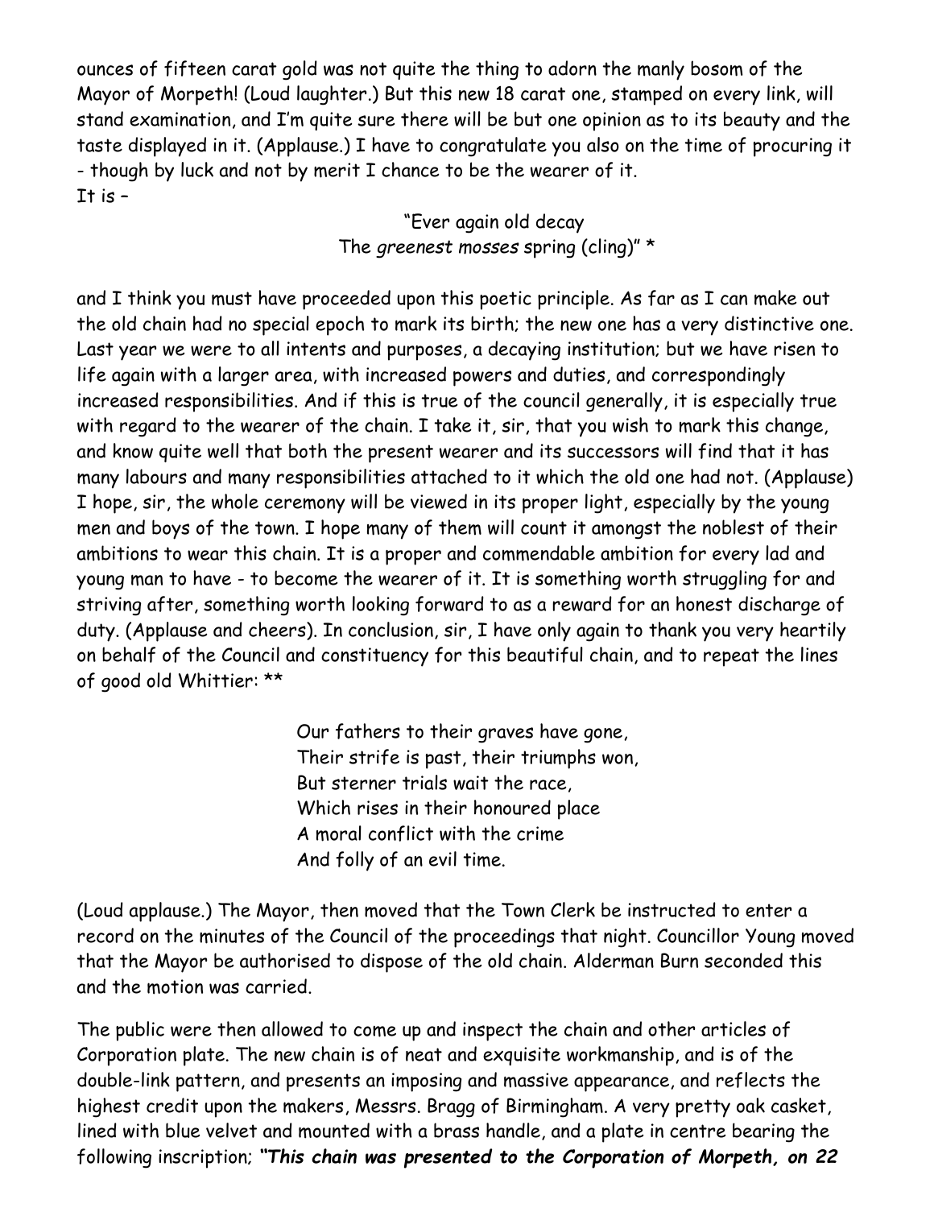ounces of fifteen carat gold was not quite the thing to adorn the manly bosom of the Mayor of Morpeth! (Loud laughter.) But this new 18 carat one, stamped on every link, will stand examination, and I'm quite sure there will be but one opinion as to its beauty and the taste displayed in it. (Applause.) I have to congratulate you also on the time of procuring it - though by luck and not by merit I chance to be the wearer of it.
It is –

"Ever again old decay
The *greenest mosses* spring (cling)" *

and I think you must have proceeded upon this poetic principle. As far as I can make out the old chain had no special epoch to mark its birth; the new one has a very distinctive one. Last year we were to all intents and purposes, a decaying institution; but we have risen to life again with a larger area, with increased powers and duties, and correspondingly increased responsibilities. And if this is true of the council generally, it is especially true with regard to the wearer of the chain. I take it, sir, that you wish to mark this change, and know quite well that both the present wearer and its successors will find that it has many labours and many responsibilities attached to it which the old one had not. (Applause) I hope, sir, the whole ceremony will be viewed in its proper light, especially by the young men and boys of the town. I hope many of them will count it amongst the noblest of their ambitions to wear this chain. It is a proper and commendable ambition for every lad and young man to have - to become the wearer of it. It is something worth struggling for and striving after, something worth looking forward to as a reward for an honest discharge of duty. (Applause and cheers). In conclusion, sir, I have only again to thank you very heartily on behalf of the Council and constituency for this beautiful chain, and to repeat the lines of good old Whittier: **

Our fathers to their graves have gone,
Their strife is past, their triumphs won,
But sterner trials wait the race,
Which rises in their honoured place
A moral conflict with the crime
And folly of an evil time.

(Loud applause.) The Mayor, then moved that the Town Clerk be instructed to enter a record on the minutes of the Council of the proceedings that night. Councillor Young moved that the Mayor be authorised to dispose of the old chain. Alderman Burn seconded this and the motion was carried.

The public were then allowed to come up and inspect the chain and other articles of Corporation plate. The new chain is of neat and exquisite workmanship, and is of the double-link pattern, and presents an imposing and massive appearance, and reflects the highest credit upon the makers, Messrs. Bragg of Birmingham. A very pretty oak casket, lined with blue velvet and mounted with a brass handle, and a plate in centre bearing the following inscription; ***"This chain was presented to the Corporation of Morpeth, on 22***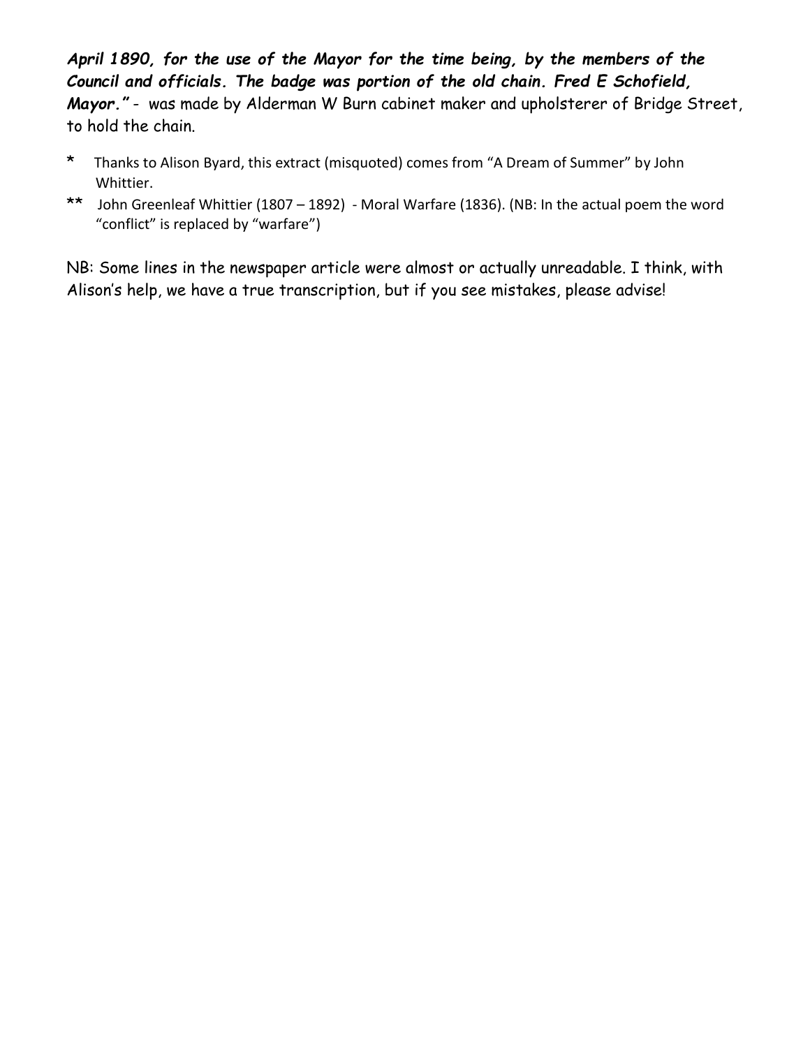***April 1890, for the use of the Mayor for the time being, by the members of the Council and officials. The badge was portion of the old chain. Fred E Schofield, Mayor."*** - was made by Alderman W Burn cabinet maker and upholsterer of Bridge Street, to hold the chain.

- \* Thanks to Alison Byard, this extract (misquoted) comes from "A Dream of Summer" by John Whittier.
- \*\* John Greenleaf Whittier (1807 – 1892) - Moral Warfare (1836). (NB: In the actual poem the word "conflict" is replaced by "warfare")

NB: Some lines in the newspaper article were almost or actually unreadable. I think, with Alison's help, we have a true transcription, but if you see mistakes, please advise!